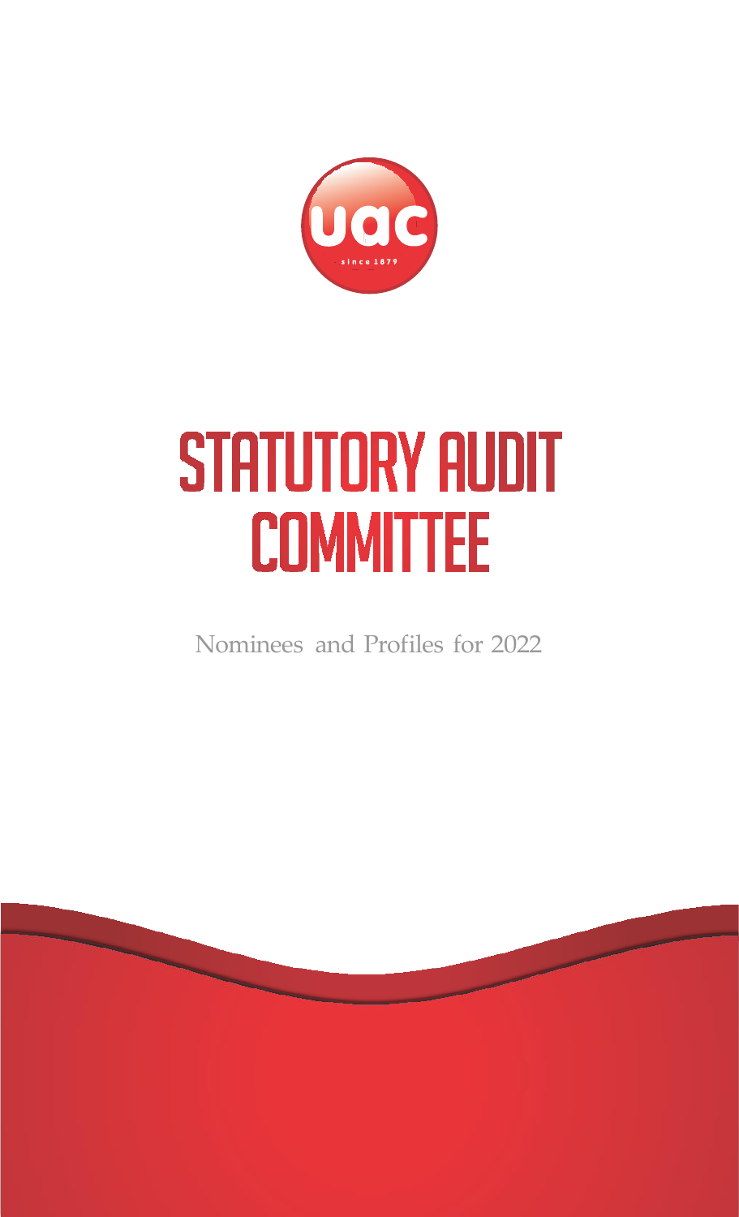uac

since 1879

# STATUTORY AUDIT COMMITTEE

Nominees and Profiles for 2022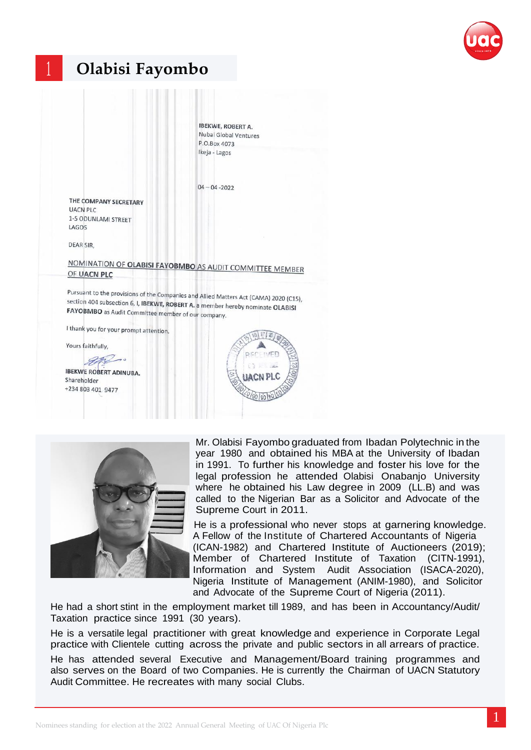# 1 Olabisi Fayombo

IBEKWE, ROBERT A.
Nubai Global Ventures
P.O.Box 4073
Ikeja - Lagos

04 – 04 -2022

THE COMPANY SECRETARY
UACN PLC
1-5 ODUNLAMI STREET
LAGOS

DEAR SIR,

**NOMINATION OF OLABISI FAYOBMBO AS AUDIT COMMITTEE MEMBER OF UACN PLC**

Pursuant to the provisions of the Companies and Allied Matters Act (CAMA) 2020 (C15), section 404 subsection 6, I, **IBEKWE, ROBERT A.** a member hereby nominate **OLABISI FAYOBMBO** as Audit Committee member of our company.

I thank you for your prompt attention.

Yours faithfully,

**IBEKWE ROBERT ADINUBA.**
Shareholder
+234 803 401 9477

RECEIVED
UACN PLC

Mr. Olabisi Fayombo graduated from Ibadan Polytechnic in the year 1980 and obtained his MBA at the University of Ibadan in 1991. To further his knowledge and foster his love for the legal profession he attended Olabisi Onabanjo University where he obtained his Law degree in 2009 (LL.B) and was called to the Nigerian Bar as a Solicitor and Advocate of the Supreme Court in 2011.

He is a professional who never stops at garnering knowledge. A Fellow of the Institute of Chartered Accountants of Nigeria (ICAN-1982) and Chartered Institute of Auctioneers (2019); Member of Chartered Institute of Taxation (CITN-1991), Information and System Audit Association (ISACA-2020), Nigeria Institute of Management (ANIM-1980), and Solicitor and Advocate of the Supreme Court of Nigeria (2011).

He had a short stint in the employment market till 1989, and has been in Accountancy/Audit/ Taxation practice since 1991 (30 years).

He is a versatile legal practitioner with great knowledge and experience in Corporate Legal practice with Clientele cutting across the private and public sectors in all arrears of practice.

He has attended several Executive and Management/Board training programmes and also serves on the Board of two Companies. He is currently the Chairman of UACN Statutory Audit Committee. He recreates with many social Clubs.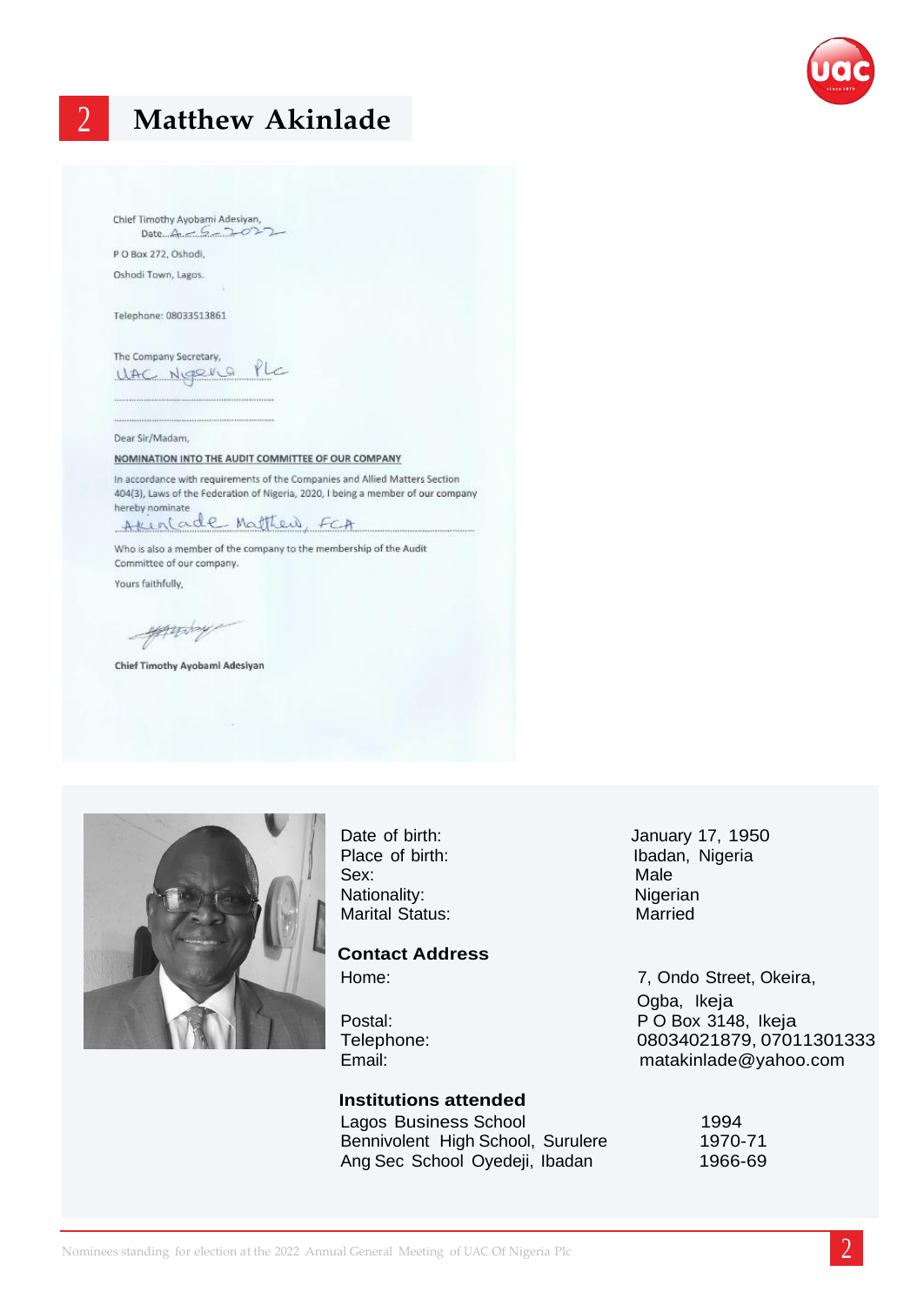## 2 Matthew Akinlade

Chief Timothy Ayobami Adesiyan,
Date 4-5-2022

P O Box 272, Oshodi,

Oshodi Town, Lagos.

Telephone: 08033513861

The Company Secretary,
UAC Nigeria Plc

Dear Sir/Madam,

**NOMINATION INTO THE AUDIT COMMITTEE OF OUR COMPANY**

In accordance with requirements of the Companies and Allied Matters Section 404(3), Laws of the Federation of Nigeria, 2020, I being a member of our company hereby nominate

Akinlade Matthew, FCA

Who is also a member of the company to the membership of the Audit Committee of our company.

Yours faithfully,

**Chief Timothy Ayobami Adesiyan**

| | |
|---|---|
| Date of birth: | January 17, 1950 |
| Place of birth: | Ibadan, Nigeria |
| Sex: | Male |
| Nationality: | Nigerian |
| Marital Status: | Married |

**Contact Address**

| | |
|---|---|
| Home: | 7, Ondo Street, Okeira, Ogba, Ikeja |
| Postal: | P O Box 3148, Ikeja |
| Telephone: | 08034021879, 07011301333 |
| Email: | matakinlade@yahoo.com |

**Institutions attended**

| | |
|---|---|
| Lagos Business School | 1994 |
| Bennivolent High School, Surulere | 1970-71 |
| Ang Sec School Oyedeji, Ibadan | 1966-69 |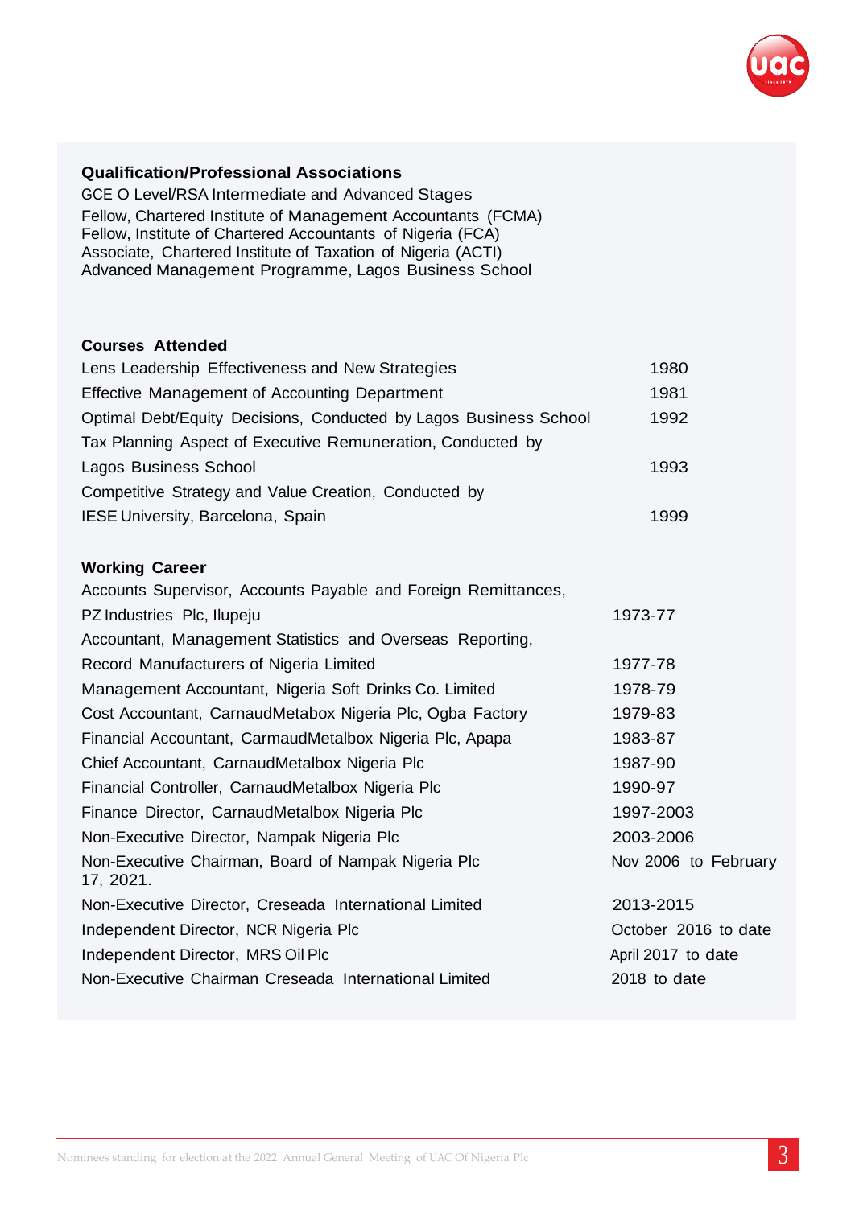**Qualification/Professional Associations**

GCE O Level/RSA Intermediate and Advanced Stages
Fellow, Chartered Institute of Management Accountants (FCMA)
Fellow, Institute of Chartered Accountants of Nigeria (FCA)
Associate, Chartered Institute of Taxation of Nigeria (ACTI)
Advanced Management Programme, Lagos Business School

**Courses Attended**

| | |
|---|---|
| Lens Leadership Effectiveness and New Strategies | 1980 |
| Effective Management of Accounting Department | 1981 |
| Optimal Debt/Equity Decisions, Conducted by Lagos Business School | 1992 |
| Tax Planning Aspect of Executive Remuneration, Conducted by Lagos Business School | 1993 |
| Competitive Strategy and Value Creation, Conducted by IESE University, Barcelona, Spain | 1999 |

**Working Career**

| | |
|---|---|
| Accounts Supervisor, Accounts Payable and Foreign Remittances, PZ Industries Plc, Ilupeju | 1973-77 |
| Accountant, Management Statistics and Overseas Reporting, Record Manufacturers of Nigeria Limited | 1977-78 |
| Management Accountant, Nigeria Soft Drinks Co. Limited | 1978-79 |
| Cost Accountant, CarnaudMetabox Nigeria Plc, Ogba Factory | 1979-83 |
| Financial Accountant, CarmaudMetalbox Nigeria Plc, Apapa | 1983-87 |
| Chief Accountant, CarnaudMetalbox Nigeria Plc | 1987-90 |
| Financial Controller, CarnaudMetalbox Nigeria Plc | 1990-97 |
| Finance Director, CarnaudMetalbox Nigeria Plc | 1997-2003 |
| Non-Executive Director, Nampak Nigeria Plc | 2003-2006 |
| Non-Executive Chairman, Board of Nampak Nigeria Plc | Nov 2006 to February 17, 2021. |
| Non-Executive Director, Creseada International Limited | 2013-2015 |
| Independent Director, NCR Nigeria Plc | October 2016 to date |
| Independent Director, MRS Oil Plc | April 2017 to date |
| Non-Executive Chairman Creseada International Limited | 2018 to date |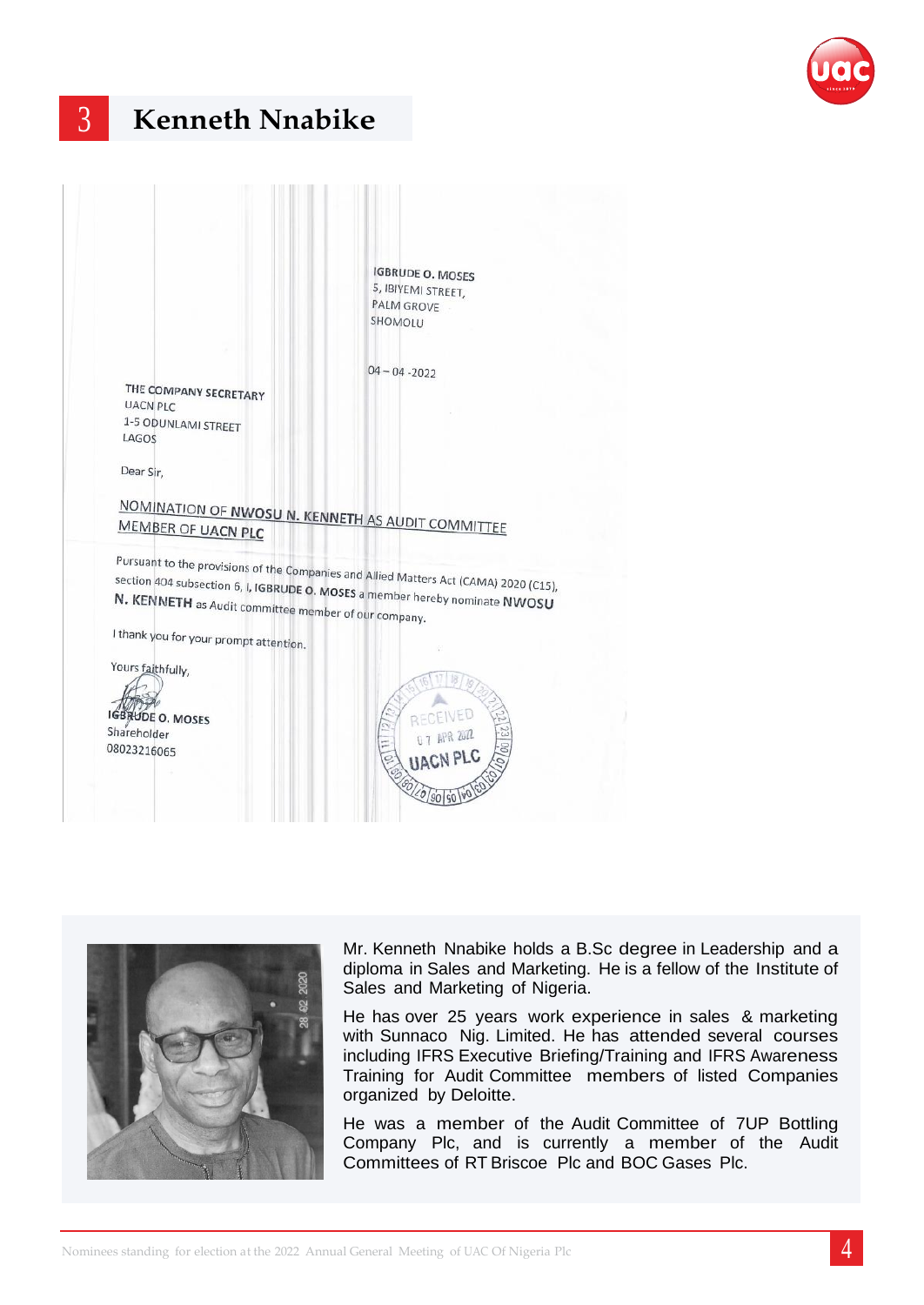## 3 Kenneth Nnabike

IGBRUDE O. MOSES
5, IBIYEMI STREET,
PALM GROVE
SHOMOLU

04 – 04 -2022

THE COMPANY SECRETARY
UACN PLC
1-5 ODUNLAMI STREET
LAGOS

Dear Sir,

**NOMINATION OF NWOSU N. KENNETH AS AUDIT COMMITTEE MEMBER OF UACN PLC**

Pursuant to the provisions of the Companies and Allied Matters Act (CAMA) 2020 (C15), section 404 subsection 6, I, **IGBRUDE O. MOSES** a member hereby nominate **NWOSU N. KENNETH** as Audit committee member of our company.

I thank you for your prompt attention.

Yours faithfully,

**IGBRUDE O. MOSES**
Shareholder
08023216065

RECEIVED
07 APR 2022
UACN PLC

Mr. Kenneth Nnabike holds a B.Sc degree in Leadership and a diploma in Sales and Marketing. He is a fellow of the Institute of Sales and Marketing of Nigeria.

He has over 25 years work experience in sales & marketing with Sunnaco Nig. Limited. He has attended several courses including IFRS Executive Briefing/Training and IFRS Awareness Training for Audit Committee members of listed Companies organized by Deloitte.

He was a member of the Audit Committee of 7UP Bottling Company Plc, and is currently a member of the Audit Committees of RT Briscoe Plc and BOC Gases Plc.